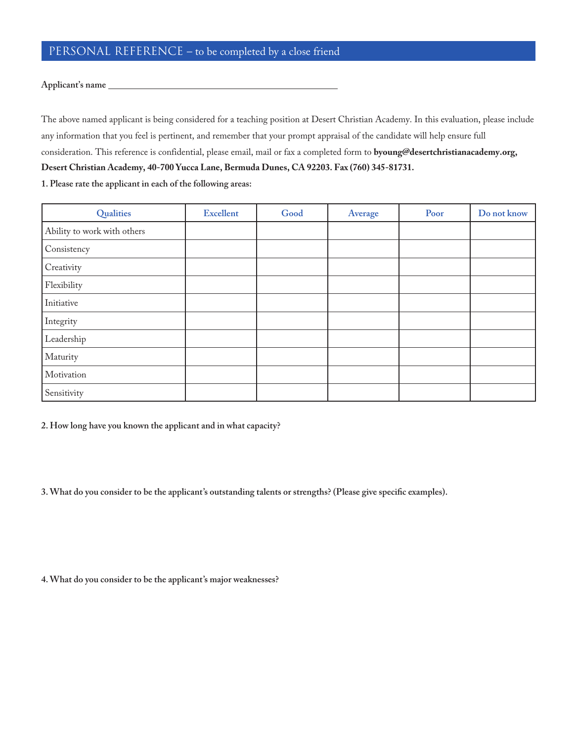## PERSONAL REFERENCE – to be completed by a close friend

**Applicant's name** ______________________________________________

The above named applicant is being considered for a teaching position at Desert Christian Academy. In this evaluation, please include any information that you feel is pertinent, and remember that your prompt appraisal of the candidate will help ensure full consideration. This reference is confidential, please email, mail or fax a completed form to **byoung@desertchristianacademy.org, Desert Christian Academy, 40-700 Yucca Lane, Bermuda Dunes, CA 92203. Fax (760) 345-81731.**

**1. Please rate the applicant in each of the following areas:**

| Qualities | Excellent | Good | Average | Poor | Do not know |
|---|---|---|---|---|---|
| Ability to work with others | | | | | |
| Consistency | | | | | |
| Creativity | | | | | |
| Flexibility | | | | | |
| Initiative | | | | | |
| Integrity | | | | | |
| Leadership | | | | | |
| Maturity | | | | | |
| Motivation | | | | | |
| Sensitivity | | | | | |

**2. How long have you known the applicant and in what capacity?**

**3. What do you consider to be the applicant's outstanding talents or strengths? (Please give specific examples).**

**4. What do you consider to be the applicant's major weaknesses?**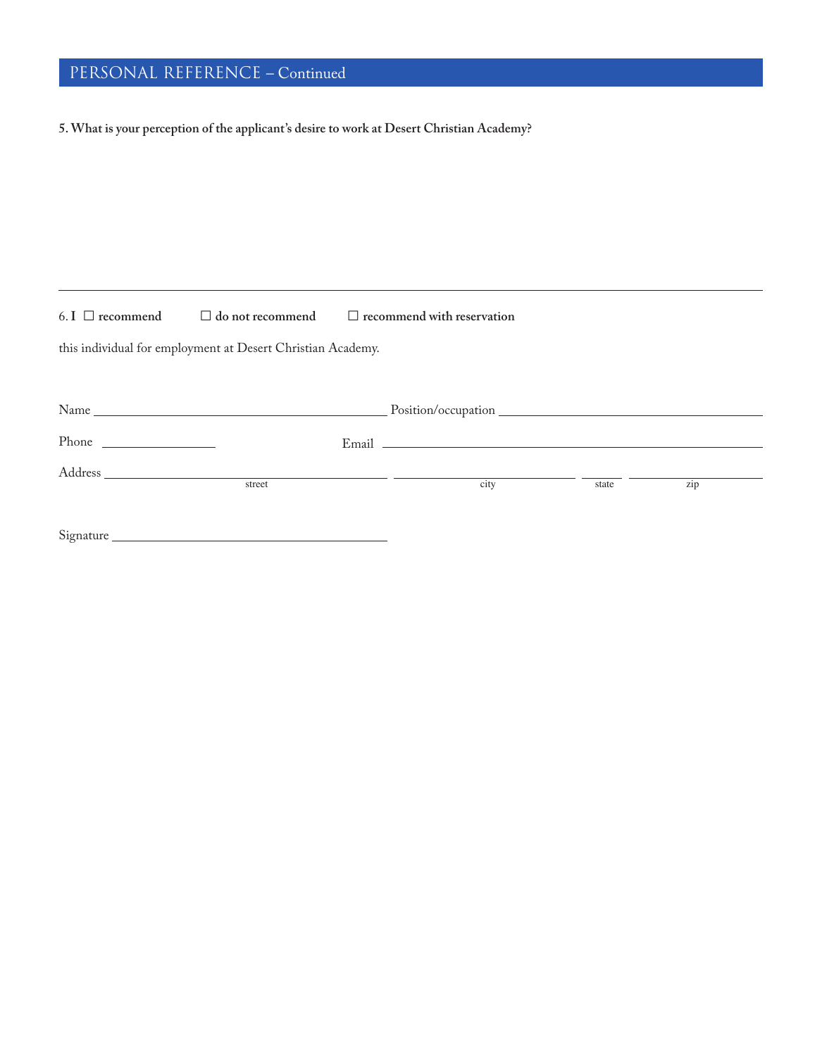## PERSONAL REFERENCE – Continued

**5. What is your perception of the applicant's desire to work at Desert Christian Academy?**

---

6. **I** ☐ **recommend** ☐ **do not recommend** ☐ **recommend with reservation**

this individual for employment at Desert Christian Academy.

Name ______________________ Position/occupation ______________________

Phone ______________ Email ______________________

Address ______________________ ______________ ______ ______________
street city state zip

Signature ______________________